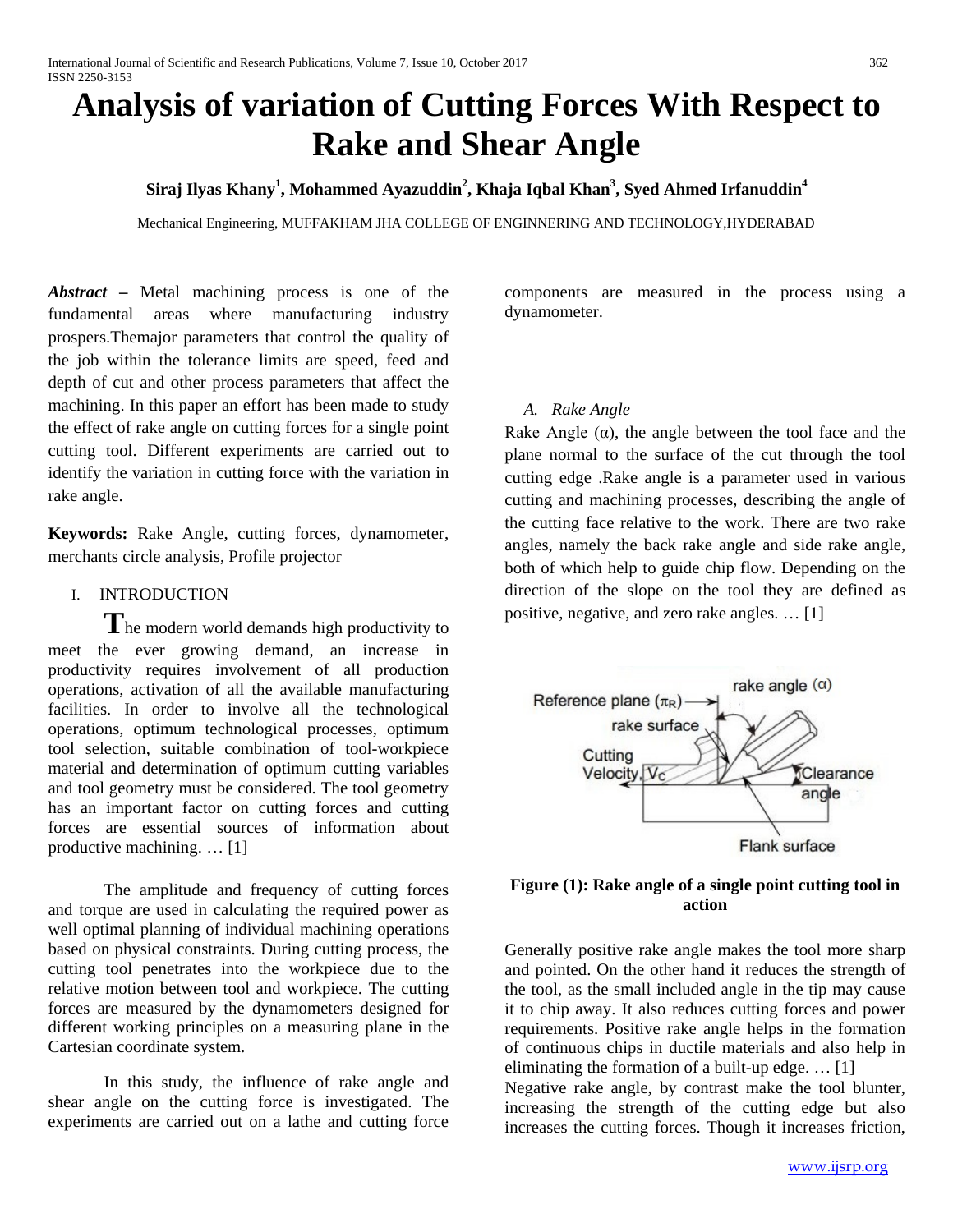# Analysis of variation of Cutting Forces With Respect to Rake and Shear Angle

**Siraj Ilyas Khany[1], Mohammed Ayazuddin[2], Khaja Iqbal Khan[3], Syed Ahmed Irfanuddin[4]**

Mechanical Engineering, MUFFAKHAM JHA COLLEGE OF ENGINNERING AND TECHNOLOGY,HYDERABAD

***Abstract*** **–** Metal machining process is one of the fundamental areas where manufacturing industry prospers.Themajor parameters that control the quality of the job within the tolerance limits are speed, feed and depth of cut and other process parameters that affect the machining. In this paper an effort has been made to study the effect of rake angle on cutting forces for a single point cutting tool. Different experiments are carried out to identify the variation in cutting force with the variation in rake angle.

**Keywords:** Rake Angle, cutting forces, dynamometer, merchants circle analysis, Profile projector

## I. INTRODUCTION

The modern world demands high productivity to meet the ever growing demand, an increase in productivity requires involvement of all production operations, activation of all the available manufacturing facilities. In order to involve all the technological operations, optimum technological processes, optimum tool selection, suitable combination of tool-workpiece material and determination of optimum cutting variables and tool geometry must be considered. The tool geometry has an important factor on cutting forces and cutting forces are essential sources of information about productive machining. … [1]

The amplitude and frequency of cutting forces and torque are used in calculating the required power as well optimal planning of individual machining operations based on physical constraints. During cutting process, the cutting tool penetrates into the workpiece due to the relative motion between tool and workpiece. The cutting forces are measured by the dynamometers designed for different working principles on a measuring plane in the Cartesian coordinate system.

In this study, the influence of rake angle and shear angle on the cutting force is investigated. The experiments are carried out on a lathe and cutting force components are measured in the process using a dynamometer.

### A. *Rake Angle*

Rake Angle (α), the angle between the tool face and the plane normal to the surface of the cut through the tool cutting edge .Rake angle is a parameter used in various cutting and machining processes, describing the angle of the cutting face relative to the work. There are two rake angles, namely the back rake angle and side rake angle, both of which help to guide chip flow. Depending on the direction of the slope on the tool they are defined as positive, negative, and zero rake angles. … [1]

**Figure (1): Rake angle of a single point cutting tool in action**

Generally positive rake angle makes the tool more sharp and pointed. On the other hand it reduces the strength of the tool, as the small included angle in the tip may cause it to chip away. It also reduces cutting forces and power requirements. Positive rake angle helps in the formation of continuous chips in ductile materials and also help in eliminating the formation of a built-up edge. … [1]
Negative rake angle, by contrast make the tool blunter, increasing the strength of the cutting edge but also increases the cutting forces. Though it increases friction,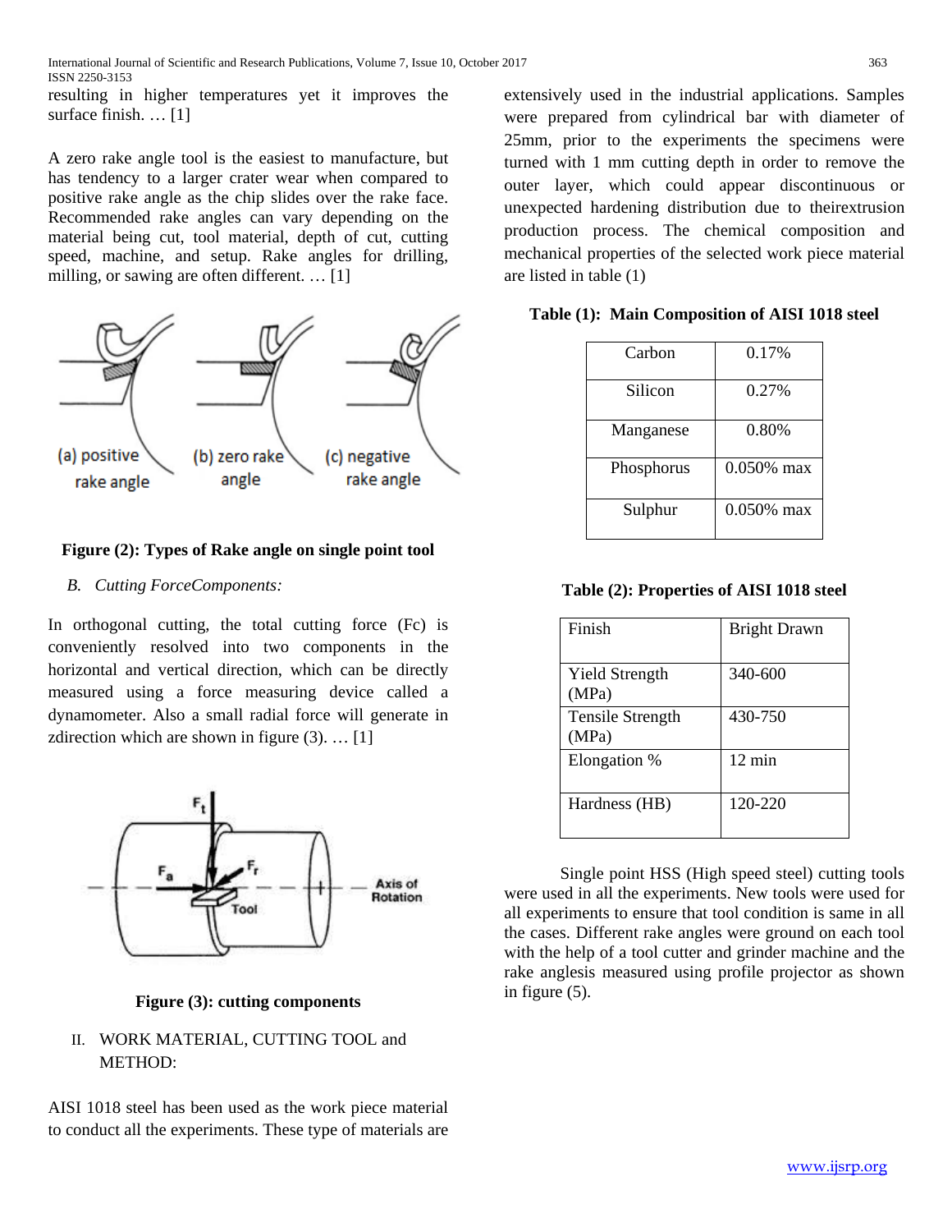resulting in higher temperatures yet it improves the surface finish. … [1]

A zero rake angle tool is the easiest to manufacture, but has tendency to a larger crater wear when compared to positive rake angle as the chip slides over the rake face. Recommended rake angles can vary depending on the material being cut, tool material, depth of cut, cutting speed, machine, and setup. Rake angles for drilling, milling, or sawing are often different. … [1]

**Figure (2): Types of Rake angle on single point tool**

### *B. Cutting ForceComponents:*

In orthogonal cutting, the total cutting force (Fc) is conveniently resolved into two components in the horizontal and vertical direction, which can be directly measured using a force measuring device called a dynamometer. Also a small radial force will generate in zdirection which are shown in figure (3). … [1]

**Figure (3): cutting components**

## II. WORK MATERIAL, CUTTING TOOL and METHOD:

AISI 1018 steel has been used as the work piece material to conduct all the experiments. These type of materials are extensively used in the industrial applications. Samples were prepared from cylindrical bar with diameter of 25mm, prior to the experiments the specimens were turned with 1 mm cutting depth in order to remove the outer layer, which could appear discontinuous or unexpected hardening distribution due to theirextrusion production process. The chemical composition and mechanical properties of the selected work piece material are listed in table (1)

**Table (1): Main Composition of AISI 1018 steel**

| | |
|---|---|
| Carbon | 0.17% |
| Silicon | 0.27% |
| Manganese | 0.80% |
| Phosphorus | 0.050% max |
| Sulphur | 0.050% max |

**Table (2): Properties of AISI 1018 steel**

| | |
|---|---|
| Finish | Bright Drawn |
| Yield Strength (MPa) | 340-600 |
| Tensile Strength (MPa) | 430-750 |
| Elongation % | 12 min |
| Hardness (HB) | 120-220 |

Single point HSS (High speed steel) cutting tools were used in all the experiments. New tools were used for all experiments to ensure that tool condition is same in all the cases. Different rake angles were ground on each tool with the help of a tool cutter and grinder machine and the rake anglesis measured using profile projector as shown in figure (5).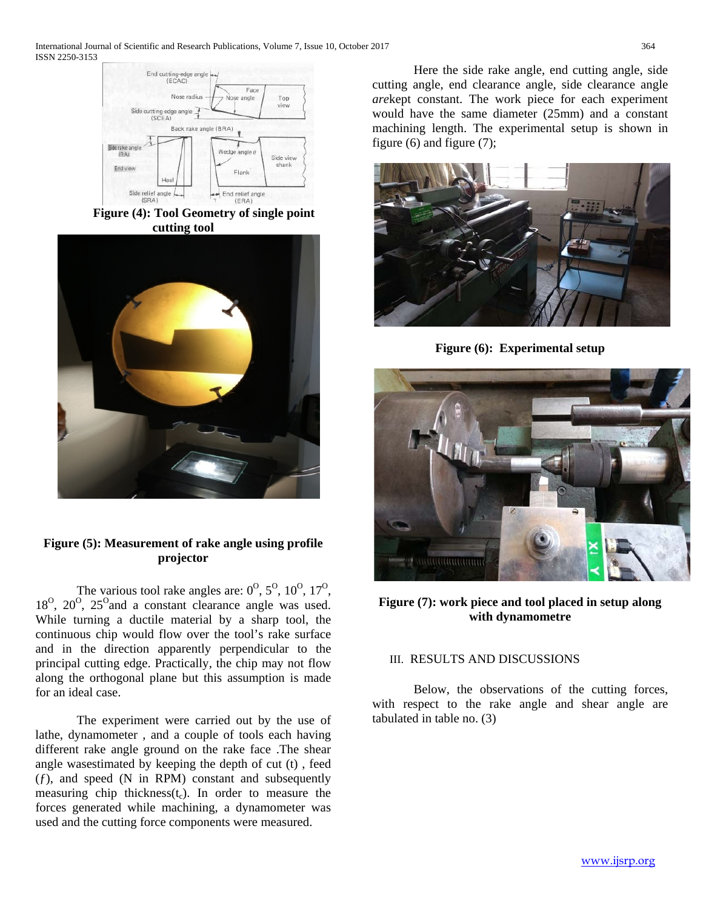Figure (4): Tool Geometry of single point cutting tool

Figure (5): Measurement of rake angle using profile projector

The various tool rake angles are: $0^O$, $5^O$, $10^O$, $17^O$, $18^O$, $20^O$, $25^O$and a constant clearance angle was used. While turning a ductile material by a sharp tool, the continuous chip would flow over the tool's rake surface and in the direction apparently perpendicular to the principal cutting edge. Practically, the chip may not flow along the orthogonal plane but this assumption is made for an ideal case.

The experiment were carried out by the use of lathe, dynamometer , and a couple of tools each having different rake angle ground on the rake face .The shear angle wasestimated by keeping the depth of cut (t) , feed ($f$), and speed (N in RPM) constant and subsequently measuring chip thickness($t_c$). In order to measure the forces generated while machining, a dynamometer was used and the cutting force components were measured.

Here the side rake angle, end cutting angle, side cutting angle, end clearance angle, side clearance angle *are*kept constant. The work piece for each experiment would have the same diameter (25mm) and a constant machining length. The experimental setup is shown in figure (6) and figure (7);

Figure (6): Experimental setup

Figure (7): work piece and tool placed in setup along with dynamometre

## III. RESULTS AND DISCUSSIONS

Below, the observations of the cutting forces, with respect to the rake angle and shear angle are tabulated in table no. (3)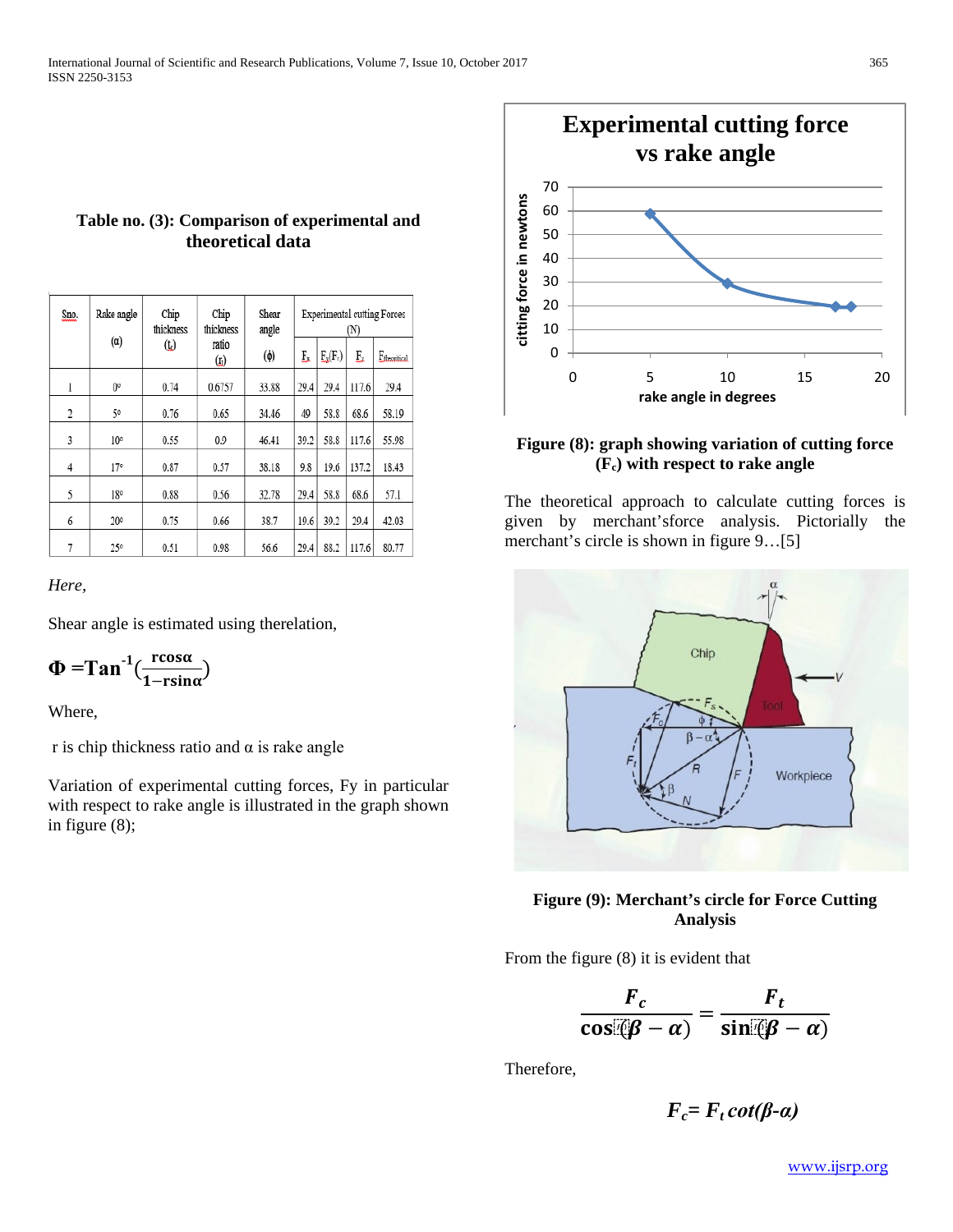**Table no. (3): Comparison of experimental and theoretical data**

| Sno. | Rake angle (α) | Chip thickness ($t_c$) | Chip thickness ratio ($r$) | Shear angle (ϕ) | Experimental cutting Forces (N) | | | |
|---|---|---|---|---|---|---|---|---|
| | | | | | $F_x$ | $F_y(F_c)$ | $F_z$ | $F_{theoretical}$ |
| 1 | 0° | 0.74 | 0.6757 | 33.88 | 29.4 | 29.4 | 117.6 | 29.4 |
| 2 | 5° | 0.76 | 0.65 | 34.46 | 49 | 58.8 | 68.6 | 58.19 |
| 3 | 10° | 0.55 | 0.9 | 46.41 | 39.2 | 58.8 | 117.6 | 55.98 |
| 4 | 17° | 0.87 | 0.57 | 38.18 | 9.8 | 19.6 | 137.2 | 18.43 |
| 5 | 18° | 0.88 | 0.56 | 32.78 | 29.4 | 58.8 | 68.6 | 57.1 |
| 6 | 20° | 0.75 | 0.66 | 38.7 | 19.6 | 39.2 | 29.4 | 42.03 |
| 7 | 25° | 0.51 | 0.98 | 56.6 | 29.4 | 88.2 | 117.6 | 80.77 |

*Here,*

Shear angle is estimated using therelation,

$$\Phi = \text{Tan}^{-1}\left(\frac{r\cos\alpha}{1 - r\sin\alpha}\right)$$

Where,

r is chip thickness ratio and α is rake angle

Variation of experimental cutting forces, Fy in particular with respect to rake angle is illustrated in the graph shown in figure (8);

**Figure (8): graph showing variation of cutting force ($F_c$) with respect to rake angle**

The theoretical approach to calculate cutting forces is given by merchant'sforce analysis. Pictorially the merchant's circle is shown in figure 9…[5]

**Figure (9): Merchant's circle for Force Cutting Analysis**

From the figure (8) it is evident that

$$\frac{F_c}{\cos(\beta - \alpha)} = \frac{F_t}{\sin(\beta - \alpha)}$$

Therefore,

$$F_c = F_t \cot(\beta - \alpha)$$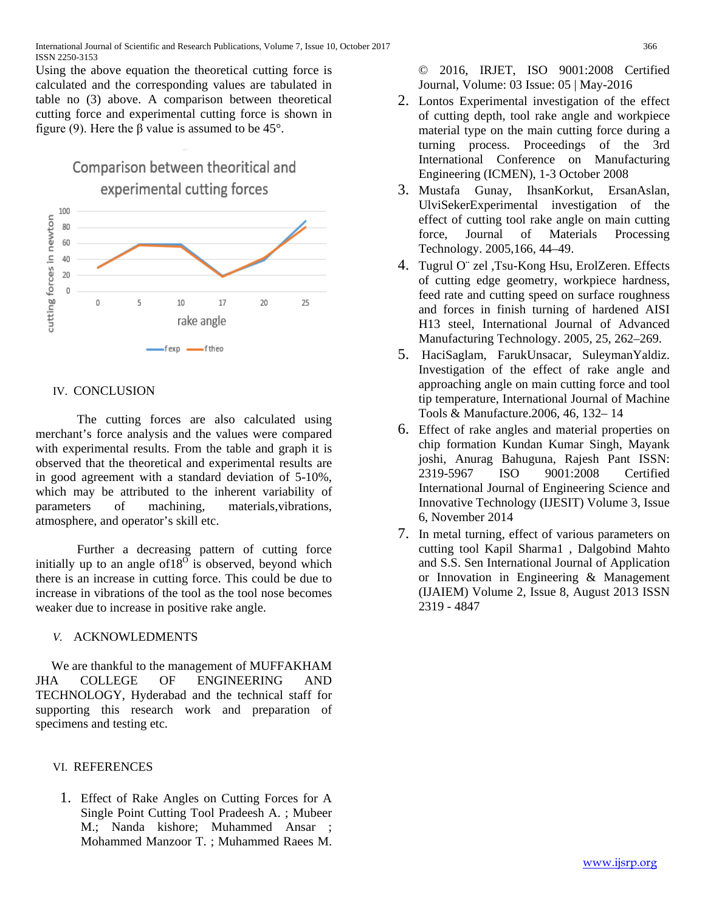Using the above equation the theoretical cutting force is calculated and the corresponding values are tabulated in table no (3) above. A comparison between theoretical cutting force and experimental cutting force is shown in figure (9). Here the β value is assumed to be 45°.

Comparison between theoritical and experimental cutting forces

cutting forces in newton

100
80
60
40
20
0

0 5 10 17 20 25

rake angle

f exp   f theo

## IV. CONCLUSION

The cutting forces are also calculated using merchant's force analysis and the values were compared with experimental results. From the table and graph it is observed that the theoretical and experimental results are in good agreement with a standard deviation of 5-10%, which may be attributed to the inherent variability of parameters of machining, materials,vibrations, atmosphere, and operator's skill etc.

Further a decreasing pattern of cutting force initially up to an angle of$18^{O}$ is observed, beyond which there is an increase in cutting force. This could be due to increase in vibrations of the tool as the tool nose becomes weaker due to increase in positive rake angle.

## V. ACKNOWLEDGMENTS

We are thankful to the management of MUFFAKHAM JHA COLLEGE OF ENGINEERING AND TECHNOLOGY, Hyderabad and the technical staff for supporting this research work and preparation of specimens and testing etc.

## VI. REFERENCES

1. Effect of Rake Angles on Cutting Forces for A Single Point Cutting Tool Pradeesh A. ; Mubeer M.; Nanda kishore; Muhammed Ansar ; Mohammed Manzoor T. ; Muhammed Raees M. © 2016, IRJET, ISO 9001:2008 Certified Journal, Volume: 03 Issue: 05 | May-2016
2. Lontos Experimental investigation of the effect of cutting depth, tool rake angle and workpiece material type on the main cutting force during a turning process. Proceedings of the 3rd International Conference on Manufacturing Engineering (ICMEN), 1-3 October 2008
3. Mustafa Gunay, IhsanKorkut, ErsanAslan, UlviSekerExperimental investigation of the effect of cutting tool rake angle on main cutting force, Journal of Materials Processing Technology. 2005,166, 44–49.
4. Tugrul O¨ zel ,Tsu-Kong Hsu, ErolZeren. Effects of cutting edge geometry, workpiece hardness, feed rate and cutting speed on surface roughness and forces in finish turning of hardened AISI H13 steel, International Journal of Advanced Manufacturing Technology. 2005, 25, 262–269.
5. HaciSaglam, FarukUnsacar, SuleymanYaldiz. Investigation of the effect of rake angle and approaching angle on main cutting force and tool tip temperature, International Journal of Machine Tools & Manufacture.2006, 46, 132– 14
6. Effect of rake angles and material properties on chip formation Kundan Kumar Singh, Mayank joshi, Anurag Bahuguna, Rajesh Pant ISSN: 2319-5967 ISO 9001:2008 Certified International Journal of Engineering Science and Innovative Technology (IJESIT) Volume 3, Issue 6, November 2014
7. In metal turning, effect of various parameters on cutting tool Kapil Sharma1 , Dalgobind Mahto and S.S. Sen International Journal of Application or Innovation in Engineering & Management (IJAIEM) Volume 2, Issue 8, August 2013 ISSN 2319 - 4847